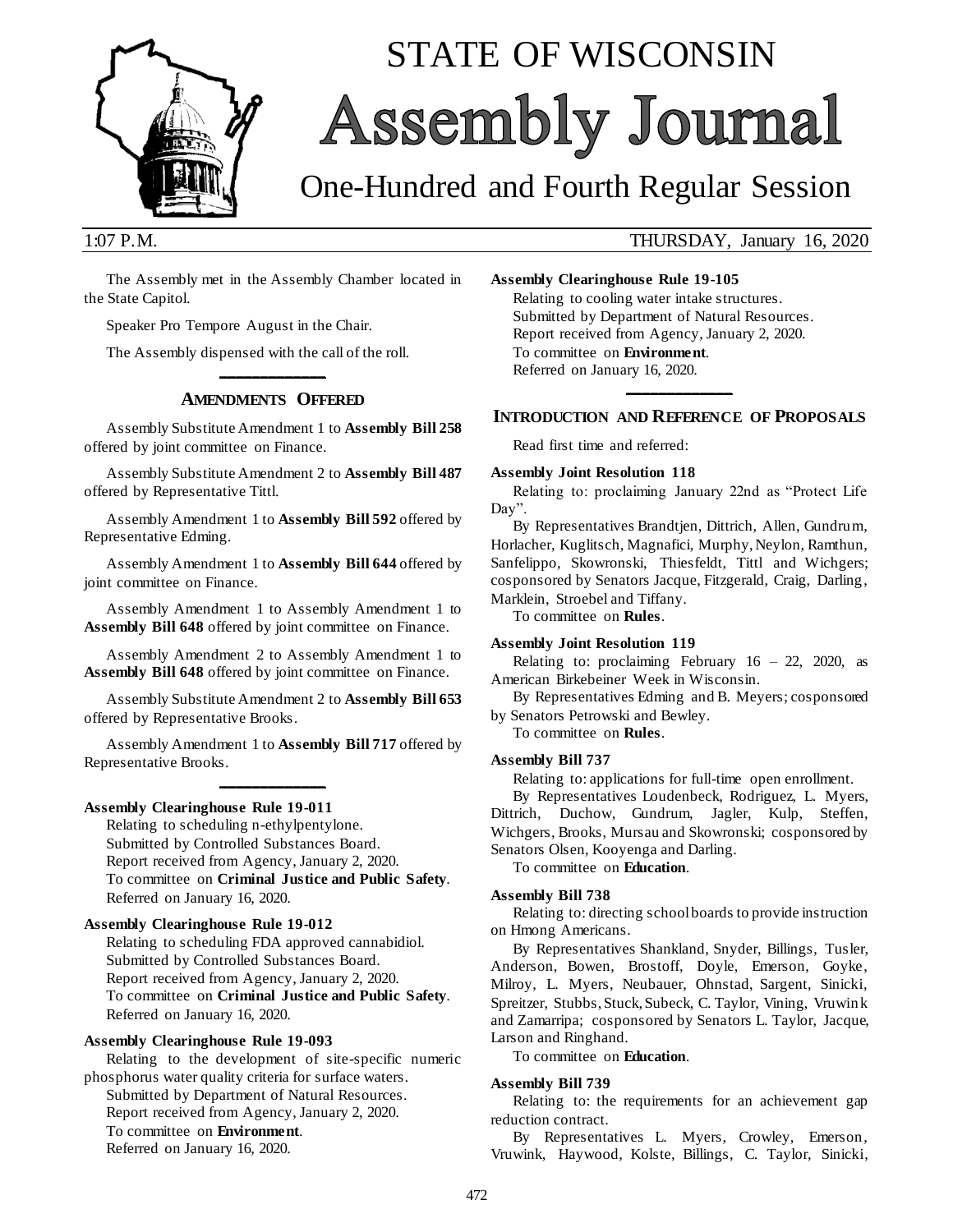# STATE OF WISCONSIN

# Assembly Journal

## One-Hundred and Fourth Regular Session

1:07 P.M. THURSDAY, January 16, 2020

The Assembly met in the Assembly Chamber located in the State Capitol.

Speaker Pro Tempore August in the Chair.

The Assembly dispensed with the call of the roll.

## AMENDMENTS OFFERED

Assembly Substitute Amendment 1 to **Assembly Bill 258** offered by joint committee on Finance.

Assembly Substitute Amendment 2 to **Assembly Bill 487** offered by Representative Tittl.

Assembly Amendment 1 to **Assembly Bill 592** offered by Representative Edming.

Assembly Amendment 1 to **Assembly Bill 644** offered by joint committee on Finance.

Assembly Amendment 1 to Assembly Amendment 1 to **Assembly Bill 648** offered by joint committee on Finance.

Assembly Amendment 2 to Assembly Amendment 1 to **Assembly Bill 648** offered by joint committee on Finance.

Assembly Substitute Amendment 2 to **Assembly Bill 653** offered by Representative Brooks.

Assembly Amendment 1 to **Assembly Bill 717** offered by Representative Brooks.

**Assembly Clearinghouse Rule 19-011**

Relating to scheduling n-ethylpentylone.
Submitted by Controlled Substances Board.
Report received from Agency, January 2, 2020.
To committee on **Criminal Justice and Public Safety**.
Referred on January 16, 2020.

**Assembly Clearinghouse Rule 19-012**

Relating to scheduling FDA approved cannabidiol.
Submitted by Controlled Substances Board.
Report received from Agency, January 2, 2020.
To committee on **Criminal Justice and Public Safety**.
Referred on January 16, 2020.

**Assembly Clearinghouse Rule 19-093**

Relating to the development of site-specific numeric phosphorus water quality criteria for surface waters.
Submitted by Department of Natural Resources.
Report received from Agency, January 2, 2020.
To committee on **Environment**.
Referred on January 16, 2020.

**Assembly Clearinghouse Rule 19-105**

Relating to cooling water intake structures.
Submitted by Department of Natural Resources.
Report received from Agency, January 2, 2020.
To committee on **Environment**.
Referred on January 16, 2020.

## INTRODUCTION AND REFERENCE OF PROPOSALS

Read first time and referred:

**Assembly Joint Resolution 118**

Relating to: proclaiming January 22nd as "Protect Life Day".

By Representatives Brandtjen, Dittrich, Allen, Gundrum, Horlacher, Kuglitsch, Magnafici, Murphy, Neylon, Ramthun, Sanfelippo, Skowronski, Thiesfeldt, Tittl and Wichgers; cosponsored by Senators Jacque, Fitzgerald, Craig, Darling, Marklein, Stroebel and Tiffany.

To committee on **Rules**.

**Assembly Joint Resolution 119**

Relating to: proclaiming February 16 – 22, 2020, as American Birkebeiner Week in Wisconsin.

By Representatives Edming and B. Meyers; cosponsored by Senators Petrowski and Bewley.

To committee on **Rules**.

**Assembly Bill 737**

Relating to: applications for full-time open enrollment.

By Representatives Loudenbeck, Rodriguez, L. Myers, Dittrich, Duchow, Gundrum, Jagler, Kulp, Steffen, Wichgers, Brooks, Mursau and Skowronski; cosponsored by Senators Olsen, Kooyenga and Darling.

To committee on **Education**.

**Assembly Bill 738**

Relating to: directing school boards to provide instruction on Hmong Americans.

By Representatives Shankland, Snyder, Billings, Tusler, Anderson, Bowen, Brostoff, Doyle, Emerson, Goyke, Milroy, L. Myers, Neubauer, Ohnstad, Sargent, Sinicki, Spreitzer, Stubbs, Stuck, Subeck, C. Taylor, Vining, Vruwink and Zamarripa; cosponsored by Senators L. Taylor, Jacque, Larson and Ringhand.

To committee on **Education**.

**Assembly Bill 739**

Relating to: the requirements for an achievement gap reduction contract.

By Representatives L. Myers, Crowley, Emerson, Vruwink, Haywood, Kolste, Billings, C. Taylor, Sinicki,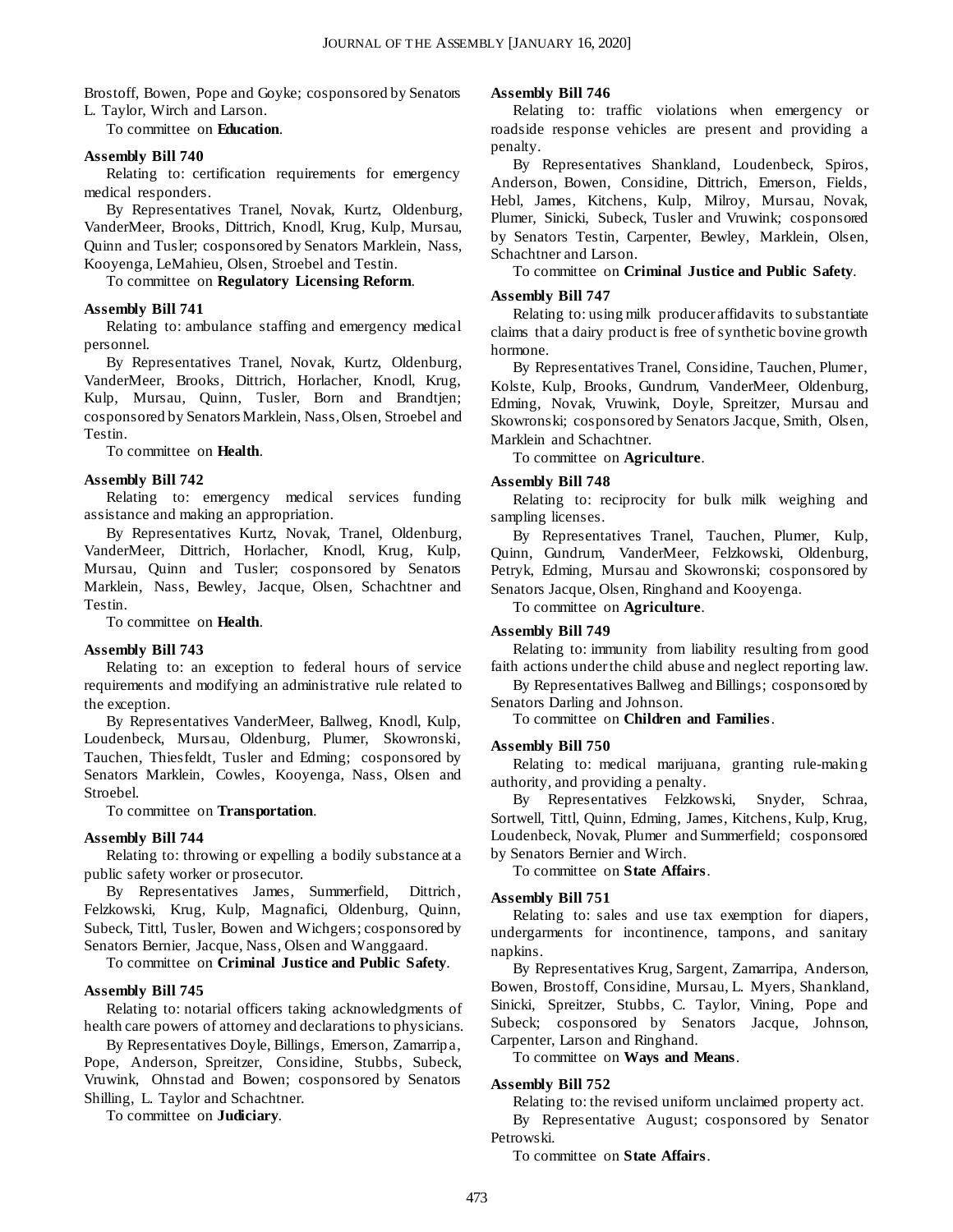Brostoff, Bowen, Pope and Goyke; cosponsored by Senators L. Taylor, Wirch and Larson.

To committee on **Education**.

**Assembly Bill 740**

Relating to: certification requirements for emergency medical responders.

By Representatives Tranel, Novak, Kurtz, Oldenburg, VanderMeer, Brooks, Dittrich, Knodl, Krug, Kulp, Mursau, Quinn and Tusler; cosponsored by Senators Marklein, Nass, Kooyenga, LeMahieu, Olsen, Stroebel and Testin.

To committee on **Regulatory Licensing Reform**.

**Assembly Bill 741**

Relating to: ambulance staffing and emergency medical personnel.

By Representatives Tranel, Novak, Kurtz, Oldenburg, VanderMeer, Brooks, Dittrich, Horlacher, Knodl, Krug, Kulp, Mursau, Quinn, Tusler, Born and Brandtjen; cosponsored by Senators Marklein, Nass, Olsen, Stroebel and Testin.

To committee on **Health**.

**Assembly Bill 742**

Relating to: emergency medical services funding assistance and making an appropriation.

By Representatives Kurtz, Novak, Tranel, Oldenburg, VanderMeer, Dittrich, Horlacher, Knodl, Krug, Kulp, Mursau, Quinn and Tusler; cosponsored by Senators Marklein, Nass, Bewley, Jacque, Olsen, Schachtner and Testin.

To committee on **Health**.

**Assembly Bill 743**

Relating to: an exception to federal hours of service requirements and modifying an administrative rule related to the exception.

By Representatives VanderMeer, Ballweg, Knodl, Kulp, Loudenbeck, Mursau, Oldenburg, Plumer, Skowronski, Tauchen, Thiesfeldt, Tusler and Edming; cosponsored by Senators Marklein, Cowles, Kooyenga, Nass, Olsen and Stroebel.

To committee on **Transportation**.

**Assembly Bill 744**

Relating to: throwing or expelling a bodily substance at a public safety worker or prosecutor.

By Representatives James, Summerfield, Dittrich, Felzkowski, Krug, Kulp, Magnafici, Oldenburg, Quinn, Subeck, Tittl, Tusler, Bowen and Wichgers; cosponsored by Senators Bernier, Jacque, Nass, Olsen and Wanggaard.

To committee on **Criminal Justice and Public Safety**.

**Assembly Bill 745**

Relating to: notarial officers taking acknowledgments of health care powers of attorney and declarations to physicians.

By Representatives Doyle, Billings, Emerson, Zamarripa, Pope, Anderson, Spreitzer, Considine, Stubbs, Subeck, Vruwink, Ohnstad and Bowen; cosponsored by Senators Shilling, L. Taylor and Schachtner.

To committee on **Judiciary**.

**Assembly Bill 746**

Relating to: traffic violations when emergency or roadside response vehicles are present and providing a penalty.

By Representatives Shankland, Loudenbeck, Spiros, Anderson, Bowen, Considine, Dittrich, Emerson, Fields, Hebl, James, Kitchens, Kulp, Milroy, Mursau, Novak, Plumer, Sinicki, Subeck, Tusler and Vruwink; cosponsored by Senators Testin, Carpenter, Bewley, Marklein, Olsen, Schachtner and Larson.

To committee on **Criminal Justice and Public Safety**.

**Assembly Bill 747**

Relating to: using milk producer affidavits to substantiate claims that a dairy product is free of synthetic bovine growth hormone.

By Representatives Tranel, Considine, Tauchen, Plumer, Kolste, Kulp, Brooks, Gundrum, VanderMeer, Oldenburg, Edming, Novak, Vruwink, Doyle, Spreitzer, Mursau and Skowronski; cosponsored by Senators Jacque, Smith, Olsen, Marklein and Schachtner.

To committee on **Agriculture**.

**Assembly Bill 748**

Relating to: reciprocity for bulk milk weighing and sampling licenses.

By Representatives Tranel, Tauchen, Plumer, Kulp, Quinn, Gundrum, VanderMeer, Felzkowski, Oldenburg, Petryk, Edming, Mursau and Skowronski; cosponsored by Senators Jacque, Olsen, Ringhand and Kooyenga.

To committee on **Agriculture**.

**Assembly Bill 749**

Relating to: immunity from liability resulting from good faith actions under the child abuse and neglect reporting law.

By Representatives Ballweg and Billings; cosponsored by Senators Darling and Johnson.

To committee on **Children and Families**.

**Assembly Bill 750**

Relating to: medical marijuana, granting rule-making authority, and providing a penalty.

By Representatives Felzkowski, Snyder, Schraa, Sortwell, Tittl, Quinn, Edming, James, Kitchens, Kulp, Krug, Loudenbeck, Novak, Plumer and Summerfield; cosponsored by Senators Bernier and Wirch.

To committee on **State Affairs**.

**Assembly Bill 751**

Relating to: sales and use tax exemption for diapers, undergarments for incontinence, tampons, and sanitary napkins.

By Representatives Krug, Sargent, Zamarripa, Anderson, Bowen, Brostoff, Considine, Mursau, L. Myers, Shankland, Sinicki, Spreitzer, Stubbs, C. Taylor, Vining, Pope and Subeck; cosponsored by Senators Jacque, Johnson, Carpenter, Larson and Ringhand.

To committee on **Ways and Means**.

**Assembly Bill 752**

Relating to: the revised uniform unclaimed property act.

By Representative August; cosponsored by Senator Petrowski.

To committee on **State Affairs**.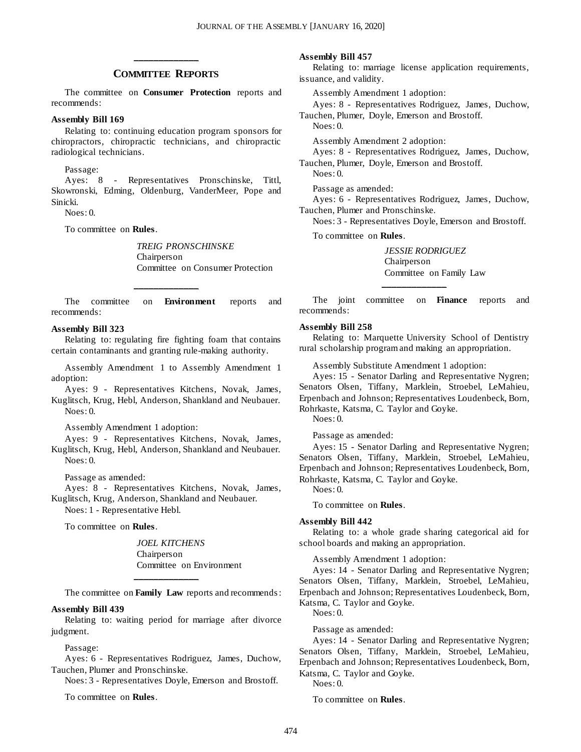## COMMITTEE REPORTS

The committee on **Consumer Protection** reports and recommends:

**Assembly Bill 169**

Relating to: continuing education program sponsors for chiropractors, chiropractic technicians, and chiropractic radiological technicians.

Passage:

Ayes: 8 - Representatives Pronschinske, Tittl, Skowronski, Edming, Oldenburg, VanderMeer, Pope and Sinicki.

Noes: 0.

To committee on **Rules**.

*TREIG PRONSCHINSKE*
Chairperson
Committee on Consumer Protection

---

The committee on **Environment** reports and recommends:

**Assembly Bill 323**

Relating to: regulating fire fighting foam that contains certain contaminants and granting rule-making authority.

Assembly Amendment 1 to Assembly Amendment 1 adoption:

Ayes: 9 - Representatives Kitchens, Novak, James, Kuglitsch, Krug, Hebl, Anderson, Shankland and Neubauer.

Noes: 0.

Assembly Amendment 1 adoption:

Ayes: 9 - Representatives Kitchens, Novak, James, Kuglitsch, Krug, Hebl, Anderson, Shankland and Neubauer.

Noes: 0.

Passage as amended:

Ayes: 8 - Representatives Kitchens, Novak, James, Kuglitsch, Krug, Anderson, Shankland and Neubauer.

Noes: 1 - Representative Hebl.

To committee on **Rules**.

*JOEL KITCHENS*
Chairperson
Committee on Environment

---

The committee on **Family Law** reports and recommends:

**Assembly Bill 439**

Relating to: waiting period for marriage after divorce judgment.

Passage:

Ayes: 6 - Representatives Rodriguez, James, Duchow, Tauchen, Plumer and Pronschinske.

Noes: 3 - Representatives Doyle, Emerson and Brostoff.

To committee on **Rules**.

**Assembly Bill 457**

Relating to: marriage license application requirements, issuance, and validity.

Assembly Amendment 1 adoption:

Ayes: 8 - Representatives Rodriguez, James, Duchow, Tauchen, Plumer, Doyle, Emerson and Brostoff.

Noes: 0.

Assembly Amendment 2 adoption:

Ayes: 8 - Representatives Rodriguez, James, Duchow, Tauchen, Plumer, Doyle, Emerson and Brostoff.

Noes: 0.

Passage as amended:

Ayes: 6 - Representatives Rodriguez, James, Duchow, Tauchen, Plumer and Pronschinske.

Noes: 3 - Representatives Doyle, Emerson and Brostoff.

To committee on **Rules**.

*JESSIE RODRIGUEZ*
Chairperson
Committee on Family Law

---

The joint committee on **Finance** reports and recommends:

**Assembly Bill 258**

Relating to: Marquette University School of Dentistry rural scholarship program and making an appropriation.

Assembly Substitute Amendment 1 adoption:

Ayes: 15 - Senator Darling and Representative Nygren; Senators Olsen, Tiffany, Marklein, Stroebel, LeMahieu, Erpenbach and Johnson; Representatives Loudenbeck, Born, Rohrkaste, Katsma, C. Taylor and Goyke.

Noes: 0.

Passage as amended:

Ayes: 15 - Senator Darling and Representative Nygren; Senators Olsen, Tiffany, Marklein, Stroebel, LeMahieu, Erpenbach and Johnson; Representatives Loudenbeck, Born, Rohrkaste, Katsma, C. Taylor and Goyke.

Noes: 0.

To committee on **Rules**.

**Assembly Bill 442**

Relating to: a whole grade sharing categorical aid for school boards and making an appropriation.

Assembly Amendment 1 adoption:

Ayes: 14 - Senator Darling and Representative Nygren; Senators Olsen, Tiffany, Marklein, Stroebel, LeMahieu, Erpenbach and Johnson; Representatives Loudenbeck, Born, Katsma, C. Taylor and Goyke.

Noes: 0.

Passage as amended:

Ayes: 14 - Senator Darling and Representative Nygren; Senators Olsen, Tiffany, Marklein, Stroebel, LeMahieu, Erpenbach and Johnson; Representatives Loudenbeck, Born, Katsma, C. Taylor and Goyke.

Noes: 0.

To committee on **Rules**.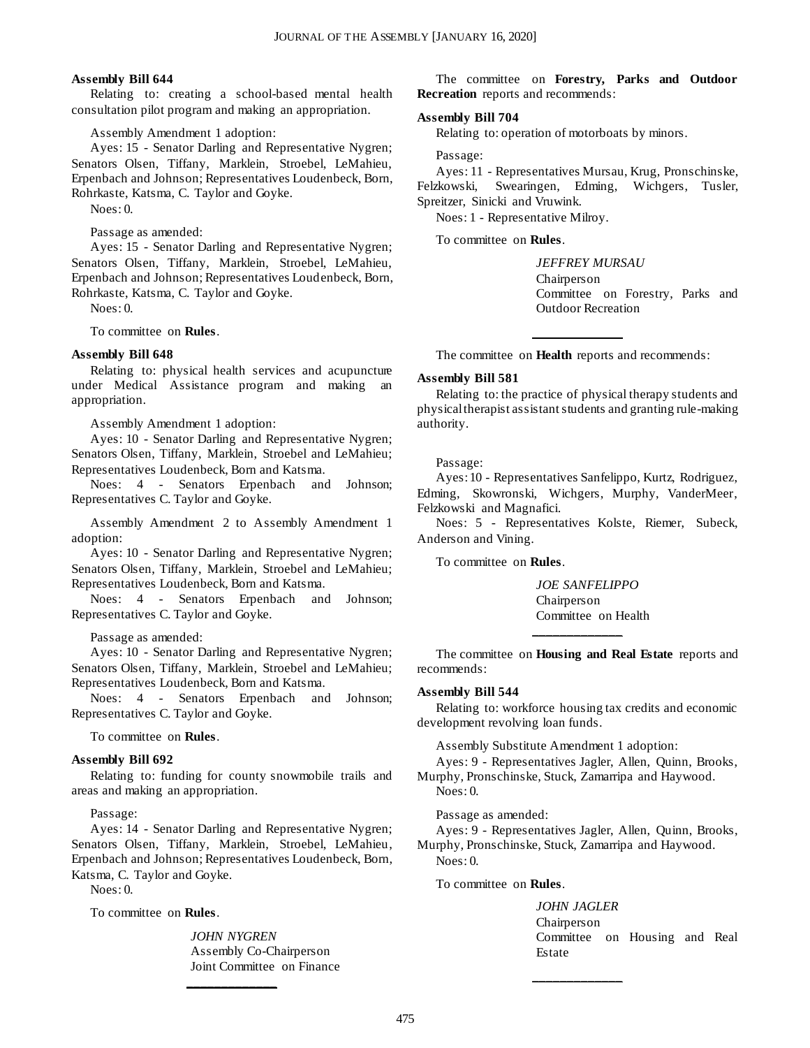**Assembly Bill 644**

Relating to: creating a school-based mental health consultation pilot program and making an appropriation.

Assembly Amendment 1 adoption:

Ayes: 15 - Senator Darling and Representative Nygren; Senators Olsen, Tiffany, Marklein, Stroebel, LeMahieu, Erpenbach and Johnson; Representatives Loudenbeck, Born, Rohrkaste, Katsma, C. Taylor and Goyke.

Noes: 0.

Passage as amended:

Ayes: 15 - Senator Darling and Representative Nygren; Senators Olsen, Tiffany, Marklein, Stroebel, LeMahieu, Erpenbach and Johnson; Representatives Loudenbeck, Born, Rohrkaste, Katsma, C. Taylor and Goyke.

Noes: 0.

To committee on **Rules**.

**Assembly Bill 648**

Relating to: physical health services and acupuncture under Medical Assistance program and making an appropriation.

Assembly Amendment 1 adoption:

Ayes: 10 - Senator Darling and Representative Nygren; Senators Olsen, Tiffany, Marklein, Stroebel and LeMahieu; Representatives Loudenbeck, Born and Katsma.

Noes: 4 - Senators Erpenbach and Johnson; Representatives C. Taylor and Goyke.

Assembly Amendment 2 to Assembly Amendment 1 adoption:

Ayes: 10 - Senator Darling and Representative Nygren; Senators Olsen, Tiffany, Marklein, Stroebel and LeMahieu; Representatives Loudenbeck, Born and Katsma.

Noes: 4 - Senators Erpenbach and Johnson; Representatives C. Taylor and Goyke.

Passage as amended:

Ayes: 10 - Senator Darling and Representative Nygren; Senators Olsen, Tiffany, Marklein, Stroebel and LeMahieu; Representatives Loudenbeck, Born and Katsma.

Noes: 4 - Senators Erpenbach and Johnson; Representatives C. Taylor and Goyke.

To committee on **Rules**.

**Assembly Bill 692**

Relating to: funding for county snowmobile trails and areas and making an appropriation.

Passage:

Ayes: 14 - Senator Darling and Representative Nygren; Senators Olsen, Tiffany, Marklein, Stroebel, LeMahieu, Erpenbach and Johnson; Representatives Loudenbeck, Born, Katsma, C. Taylor and Goyke.

Noes: 0.

To committee on **Rules**.

*JOHN NYGREN*
Assembly Co-Chairperson
Joint Committee on Finance

---

The committee on **Forestry, Parks and Outdoor Recreation** reports and recommends:

**Assembly Bill 704**

Relating to: operation of motorboats by minors.

Passage:

Ayes: 11 - Representatives Mursau, Krug, Pronschinske, Felzkowski, Swearingen, Edming, Wichgers, Tusler, Spreitzer, Sinicki and Vruwink.

Noes: 1 - Representative Milroy.

To committee on **Rules**.

*JEFFREY MURSAU*
Chairperson
Committee on Forestry, Parks and Outdoor Recreation

---

The committee on **Health** reports and recommends:

**Assembly Bill 581**

Relating to: the practice of physical therapy students and physical therapist assistant students and granting rule-making authority.

Passage:

Ayes: 10 - Representatives Sanfelippo, Kurtz, Rodriguez, Edming, Skowronski, Wichgers, Murphy, VanderMeer, Felzkowski and Magnafici.

Noes: 5 - Representatives Kolste, Riemer, Subeck, Anderson and Vining.

To committee on **Rules**.

*JOE SANFELIPPO*
Chairperson
Committee on Health

---

The committee on **Housing and Real Estate** reports and recommends:

**Assembly Bill 544**

Relating to: workforce housing tax credits and economic development revolving loan funds.

Assembly Substitute Amendment 1 adoption:

Ayes: 9 - Representatives Jagler, Allen, Quinn, Brooks, Murphy, Pronschinske, Stuck, Zamarripa and Haywood.

Noes: 0.

Passage as amended:

Ayes: 9 - Representatives Jagler, Allen, Quinn, Brooks, Murphy, Pronschinske, Stuck, Zamarripa and Haywood.

Noes: 0.

To committee on **Rules**.

*JOHN JAGLER*
Chairperson
Committee on Housing and Real Estate

---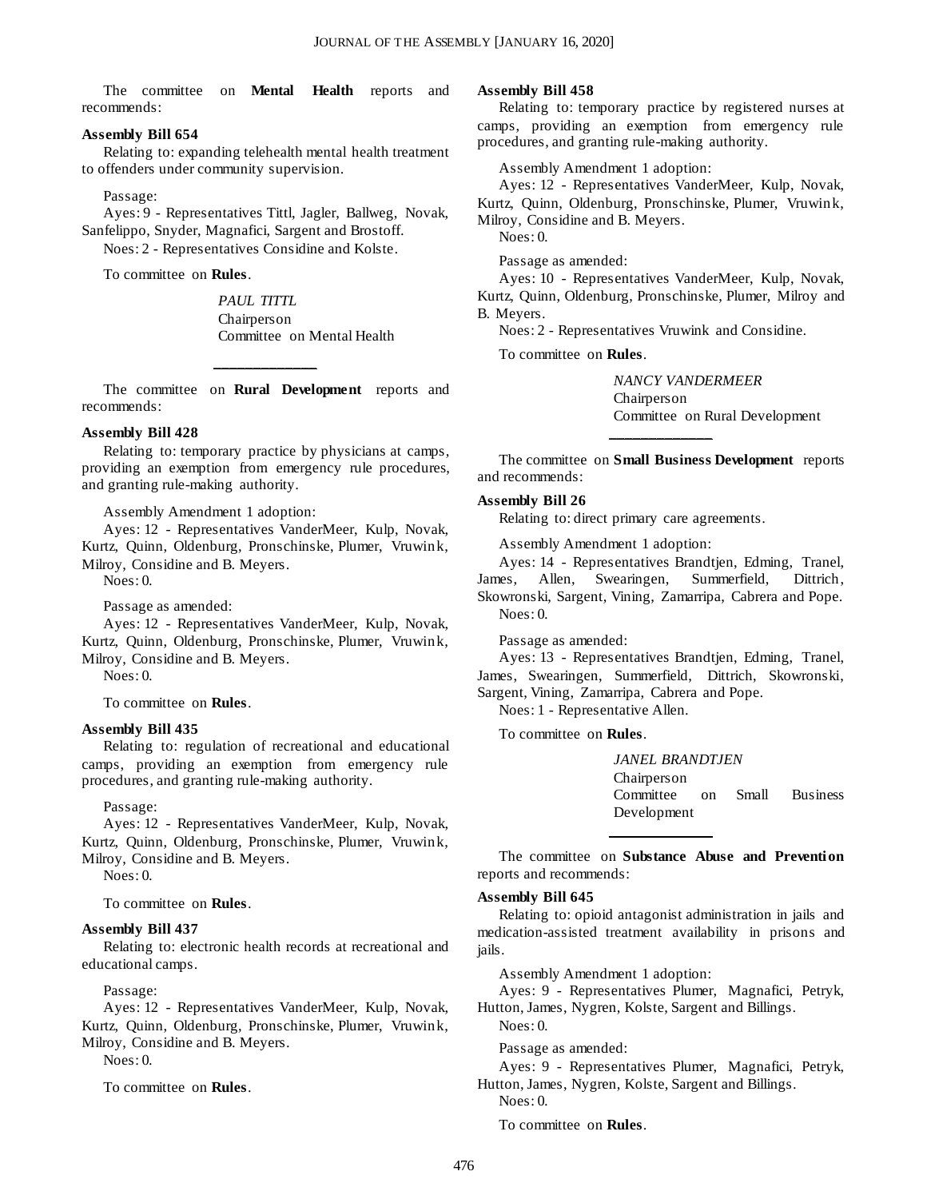The committee on **Mental Health** reports and recommends:

**Assembly Bill 654**

Relating to: expanding telehealth mental health treatment to offenders under community supervision.

Passage:

Ayes: 9 - Representatives Tittl, Jagler, Ballweg, Novak, Sanfelippo, Snyder, Magnafici, Sargent and Brostoff.

Noes: 2 - Representatives Considine and Kolste.

To committee on **Rules**.

*PAUL TITTL*
Chairperson
Committee on Mental Health

---

The committee on **Rural Development** reports and recommends:

**Assembly Bill 428**

Relating to: temporary practice by physicians at camps, providing an exemption from emergency rule procedures, and granting rule-making authority.

Assembly Amendment 1 adoption:

Ayes: 12 - Representatives VanderMeer, Kulp, Novak, Kurtz, Quinn, Oldenburg, Pronschinske, Plumer, Vruwink, Milroy, Considine and B. Meyers.

Noes: 0.

Passage as amended:

Ayes: 12 - Representatives VanderMeer, Kulp, Novak, Kurtz, Quinn, Oldenburg, Pronschinske, Plumer, Vruwink, Milroy, Considine and B. Meyers.

Noes: 0.

To committee on **Rules**.

**Assembly Bill 435**

Relating to: regulation of recreational and educational camps, providing an exemption from emergency rule procedures, and granting rule-making authority.

Passage:

Ayes: 12 - Representatives VanderMeer, Kulp, Novak, Kurtz, Quinn, Oldenburg, Pronschinske, Plumer, Vruwink, Milroy, Considine and B. Meyers.

Noes: 0.

To committee on **Rules**.

**Assembly Bill 437**

Relating to: electronic health records at recreational and educational camps.

Passage:

Ayes: 12 - Representatives VanderMeer, Kulp, Novak, Kurtz, Quinn, Oldenburg, Pronschinske, Plumer, Vruwink, Milroy, Considine and B. Meyers.

Noes: 0.

To committee on **Rules**.

**Assembly Bill 458**

Relating to: temporary practice by registered nurses at camps, providing an exemption from emergency rule procedures, and granting rule-making authority.

Assembly Amendment 1 adoption:

Ayes: 12 - Representatives VanderMeer, Kulp, Novak, Kurtz, Quinn, Oldenburg, Pronschinske, Plumer, Vruwink, Milroy, Considine and B. Meyers.

Noes: 0.

Passage as amended:

Ayes: 10 - Representatives VanderMeer, Kulp, Novak, Kurtz, Quinn, Oldenburg, Pronschinske, Plumer, Milroy and B. Meyers.

Noes: 2 - Representatives Vruwink and Considine.

To committee on **Rules**.

*NANCY VANDERMEER*
Chairperson
Committee on Rural Development

---

The committee on **Small Business Development** reports and recommends:

**Assembly Bill 26**

Relating to: direct primary care agreements.

Assembly Amendment 1 adoption:

Ayes: 14 - Representatives Brandtjen, Edming, Tranel, James, Allen, Swearingen, Summerfield, Dittrich, Skowronski, Sargent, Vining, Zamarripa, Cabrera and Pope.

Noes: 0.

Passage as amended:

Ayes: 13 - Representatives Brandtjen, Edming, Tranel, James, Swearingen, Summerfield, Dittrich, Skowronski, Sargent, Vining, Zamarripa, Cabrera and Pope.

Noes: 1 - Representative Allen.

To committee on **Rules**.

*JANEL BRANDTJEN*
Chairperson
Committee on Small Business Development

---

The committee on **Substance Abuse and Prevention** reports and recommends:

**Assembly Bill 645**

Relating to: opioid antagonist administration in jails and medication-assisted treatment availability in prisons and jails.

Assembly Amendment 1 adoption:

Ayes: 9 - Representatives Plumer, Magnafici, Petryk, Hutton, James, Nygren, Kolste, Sargent and Billings.

Noes: 0.

Passage as amended:

Ayes: 9 - Representatives Plumer, Magnafici, Petryk, Hutton, James, Nygren, Kolste, Sargent and Billings.

Noes: 0.

To committee on **Rules**.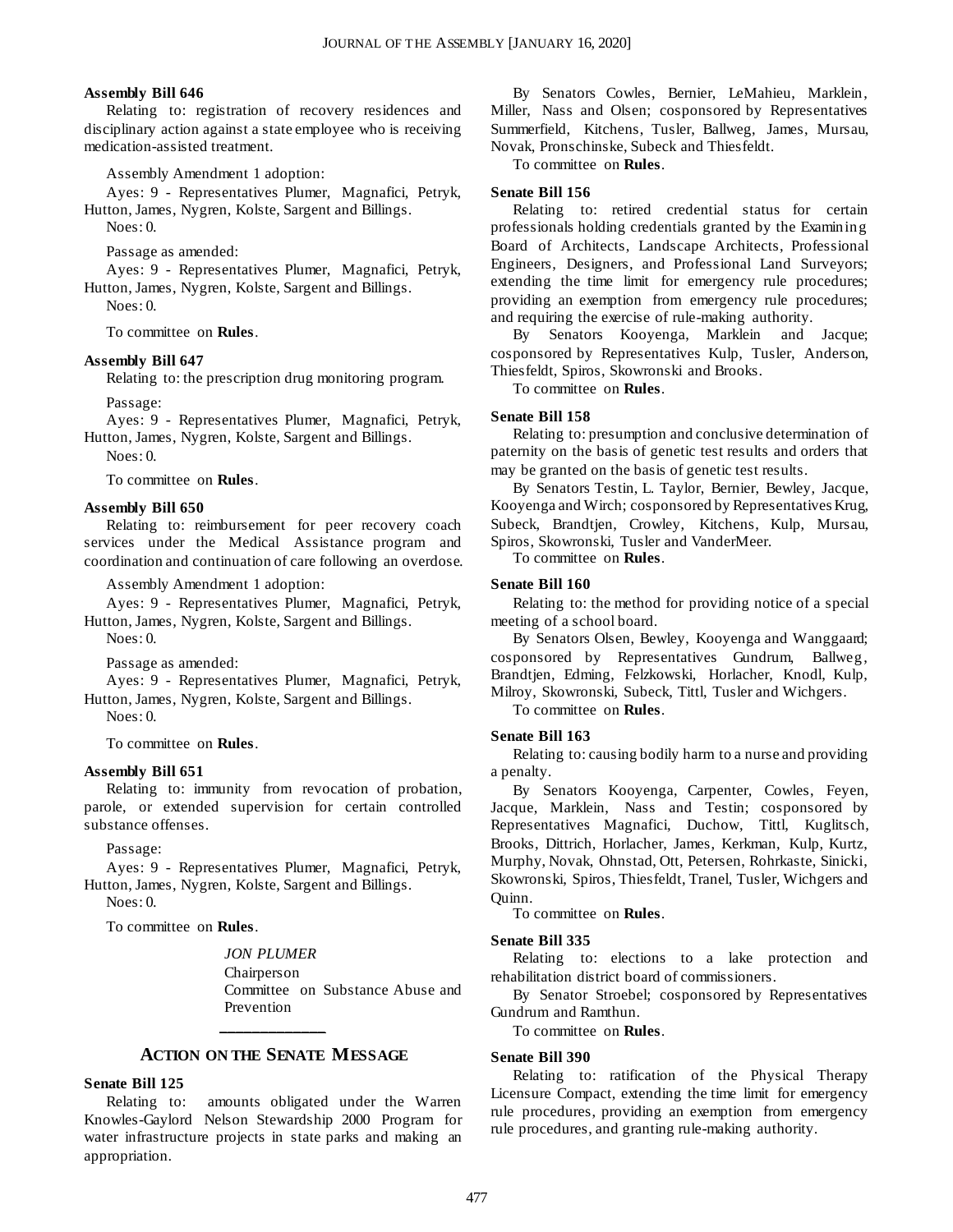**Assembly Bill 646**

Relating to: registration of recovery residences and disciplinary action against a state employee who is receiving medication-assisted treatment.

Assembly Amendment 1 adoption:

Ayes: 9 - Representatives Plumer, Magnafici, Petryk, Hutton, James, Nygren, Kolste, Sargent and Billings.

Noes: 0.

Passage as amended:

Ayes: 9 - Representatives Plumer, Magnafici, Petryk, Hutton, James, Nygren, Kolste, Sargent and Billings.

Noes: 0.

To committee on **Rules**.

**Assembly Bill 647**

Relating to: the prescription drug monitoring program.

Passage:

Ayes: 9 - Representatives Plumer, Magnafici, Petryk, Hutton, James, Nygren, Kolste, Sargent and Billings.

Noes: 0.

To committee on **Rules**.

**Assembly Bill 650**

Relating to: reimbursement for peer recovery coach services under the Medical Assistance program and coordination and continuation of care following an overdose.

Assembly Amendment 1 adoption:

Ayes: 9 - Representatives Plumer, Magnafici, Petryk, Hutton, James, Nygren, Kolste, Sargent and Billings.

Noes: 0.

Passage as amended:

Ayes: 9 - Representatives Plumer, Magnafici, Petryk, Hutton, James, Nygren, Kolste, Sargent and Billings.

Noes: 0.

To committee on **Rules**.

**Assembly Bill 651**

Relating to: immunity from revocation of probation, parole, or extended supervision for certain controlled substance offenses.

Passage:

Ayes: 9 - Representatives Plumer, Magnafici, Petryk, Hutton, James, Nygren, Kolste, Sargent and Billings.

Noes: 0.

To committee on **Rules**.

*JON PLUMER*
Chairperson
Committee on Substance Abuse and Prevention

## ACTION ON THE SENATE MESSAGE

**Senate Bill 125**

Relating to: amounts obligated under the Warren Knowles-Gaylord Nelson Stewardship 2000 Program for water infrastructure projects in state parks and making an appropriation.

By Senators Cowles, Bernier, LeMahieu, Marklein, Miller, Nass and Olsen; cosponsored by Representatives Summerfield, Kitchens, Tusler, Ballweg, James, Mursau, Novak, Pronschinske, Subeck and Thiesfeldt.

To committee on **Rules**.

**Senate Bill 156**

Relating to: retired credential status for certain professionals holding credentials granted by the Examining Board of Architects, Landscape Architects, Professional Engineers, Designers, and Professional Land Surveyors; extending the time limit for emergency rule procedures; providing an exemption from emergency rule procedures; and requiring the exercise of rule-making authority.

By Senators Kooyenga, Marklein and Jacque; cosponsored by Representatives Kulp, Tusler, Anderson, Thiesfeldt, Spiros, Skowronski and Brooks.

To committee on **Rules**.

**Senate Bill 158**

Relating to: presumption and conclusive determination of paternity on the basis of genetic test results and orders that may be granted on the basis of genetic test results.

By Senators Testin, L. Taylor, Bernier, Bewley, Jacque, Kooyenga and Wirch; cosponsored by Representatives Krug, Subeck, Brandtjen, Crowley, Kitchens, Kulp, Mursau, Spiros, Skowronski, Tusler and VanderMeer.

To committee on **Rules**.

**Senate Bill 160**

Relating to: the method for providing notice of a special meeting of a school board.

By Senators Olsen, Bewley, Kooyenga and Wanggaard; cosponsored by Representatives Gundrum, Ballweg, Brandtjen, Edming, Felzkowski, Horlacher, Knodl, Kulp, Milroy, Skowronski, Subeck, Tittl, Tusler and Wichgers.

To committee on **Rules**.

**Senate Bill 163**

Relating to: causing bodily harm to a nurse and providing a penalty.

By Senators Kooyenga, Carpenter, Cowles, Feyen, Jacque, Marklein, Nass and Testin; cosponsored by Representatives Magnafici, Duchow, Tittl, Kuglitsch, Brooks, Dittrich, Horlacher, James, Kerkman, Kulp, Kurtz, Murphy, Novak, Ohnstad, Ott, Petersen, Rohrkaste, Sinicki, Skowronski, Spiros, Thiesfeldt, Tranel, Tusler, Wichgers and Quinn.

To committee on **Rules**.

**Senate Bill 335**

Relating to: elections to a lake protection and rehabilitation district board of commissioners.

By Senator Stroebel; cosponsored by Representatives Gundrum and Ramthun.

To committee on **Rules**.

**Senate Bill 390**

Relating to: ratification of the Physical Therapy Licensure Compact, extending the time limit for emergency rule procedures, providing an exemption from emergency rule procedures, and granting rule-making authority.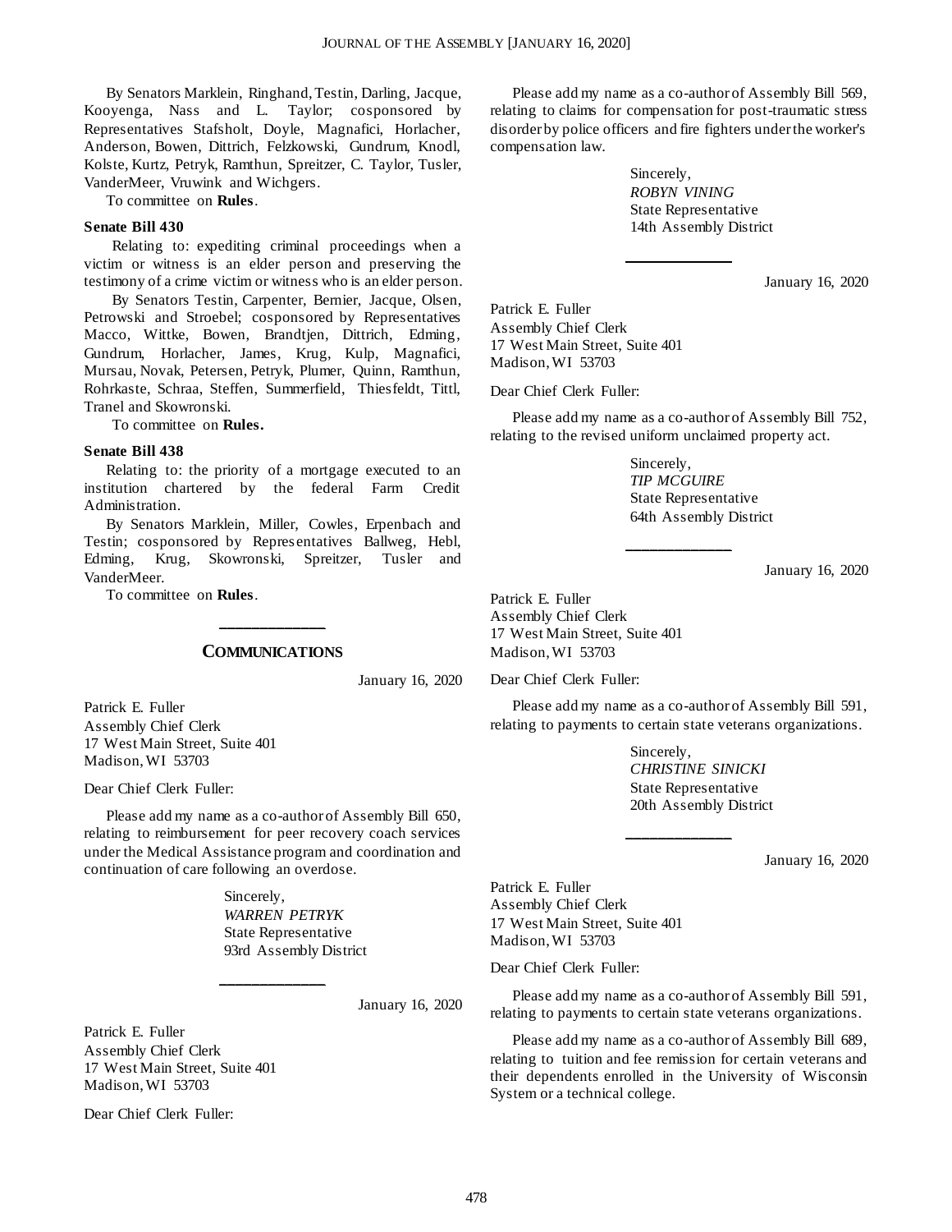By Senators Marklein, Ringhand, Testin, Darling, Jacque, Kooyenga, Nass and L. Taylor; cosponsored by Representatives Stafsholt, Doyle, Magnafici, Horlacher, Anderson, Bowen, Dittrich, Felzkowski, Gundrum, Knodl, Kolste, Kurtz, Petryk, Ramthun, Spreitzer, C. Taylor, Tusler, VanderMeer, Vruwink and Wichgers.

To committee on **Rules**.

**Senate Bill 430**

Relating to: expediting criminal proceedings when a victim or witness is an elder person and preserving the testimony of a crime victim or witness who is an elder person.

By Senators Testin, Carpenter, Bernier, Jacque, Olsen, Petrowski and Stroebel; cosponsored by Representatives Macco, Wittke, Bowen, Brandtjen, Dittrich, Edming, Gundrum, Horlacher, James, Krug, Kulp, Magnafici, Mursau, Novak, Petersen, Petryk, Plumer, Quinn, Ramthun, Rohrkaste, Schraa, Steffen, Summerfield, Thiesfeldt, Tittl, Tranel and Skowronski.

To committee on **Rules.**

**Senate Bill 438**

Relating to: the priority of a mortgage executed to an institution chartered by the federal Farm Credit Administration.

By Senators Marklein, Miller, Cowles, Erpenbach and Testin; cosponsored by Representatives Ballweg, Hebl, Edming, Krug, Skowronski, Spreitzer, Tusler and VanderMeer.

To committee on **Rules**.

---

## COMMUNICATIONS

January 16, 2020

Patrick E. Fuller
Assembly Chief Clerk
17 West Main Street, Suite 401
Madison, WI 53703

Dear Chief Clerk Fuller:

Please add my name as a co-author of Assembly Bill 650, relating to reimbursement for peer recovery coach services under the Medical Assistance program and coordination and continuation of care following an overdose.

Sincerely,
*WARREN PETRYK*
State Representative
93rd Assembly District

---

January 16, 2020

Patrick E. Fuller
Assembly Chief Clerk
17 West Main Street, Suite 401
Madison, WI 53703

Dear Chief Clerk Fuller:

Please add my name as a co-author of Assembly Bill 569, relating to claims for compensation for post-traumatic stress disorder by police officers and fire fighters under the worker's compensation law.

Sincerely,
*ROBYN VINING*
State Representative
14th Assembly District

---

January 16, 2020

Patrick E. Fuller
Assembly Chief Clerk
17 West Main Street, Suite 401
Madison, WI 53703

Dear Chief Clerk Fuller:

Please add my name as a co-author of Assembly Bill 752, relating to the revised uniform unclaimed property act.

Sincerely,
*TIP MCGUIRE*
State Representative
64th Assembly District

---

January 16, 2020

Patrick E. Fuller
Assembly Chief Clerk
17 West Main Street, Suite 401
Madison, WI 53703

Dear Chief Clerk Fuller:

Please add my name as a co-author of Assembly Bill 591, relating to payments to certain state veterans organizations.

Sincerely,
*CHRISTINE SINICKI*
State Representative
20th Assembly District

---

January 16, 2020

Patrick E. Fuller
Assembly Chief Clerk
17 West Main Street, Suite 401
Madison, WI 53703

Dear Chief Clerk Fuller:

Please add my name as a co-author of Assembly Bill 591, relating to payments to certain state veterans organizations.

Please add my name as a co-author of Assembly Bill 689, relating to tuition and fee remission for certain veterans and their dependents enrolled in the University of Wisconsin System or a technical college.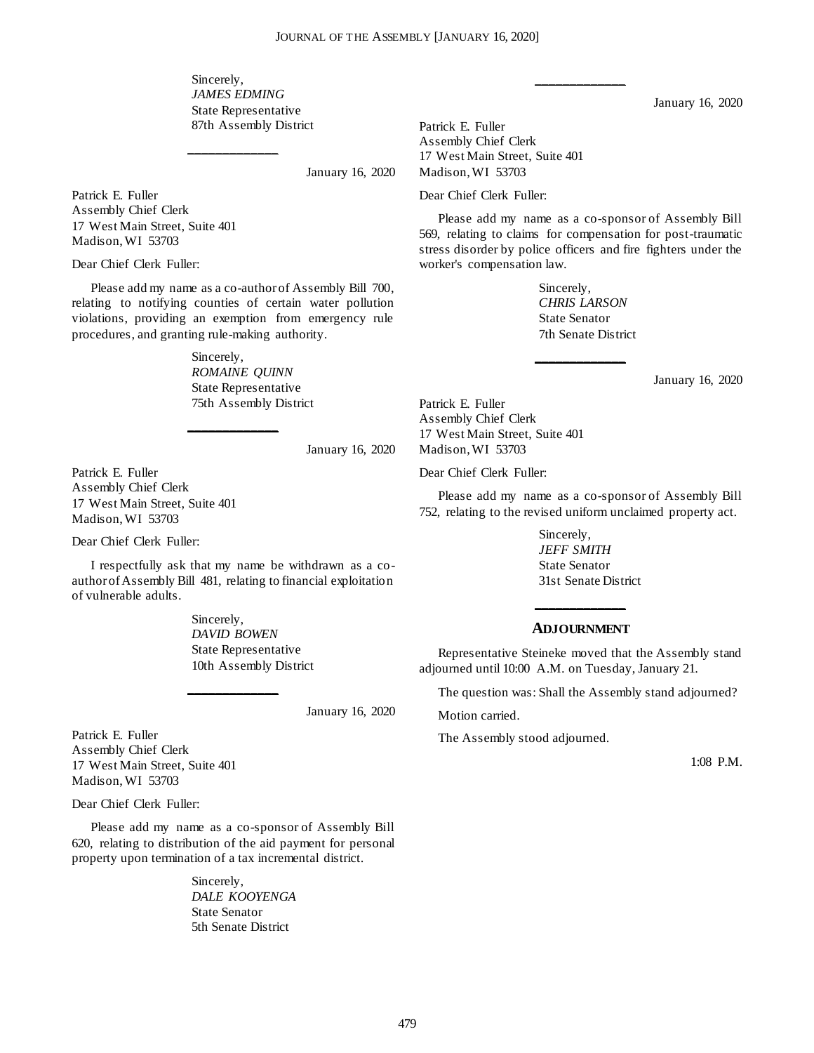Sincerely,
*JAMES EDMING*
State Representative
87th Assembly District

---

January 16, 2020

Patrick E. Fuller
Assembly Chief Clerk
17 West Main Street, Suite 401
Madison, WI 53703

Dear Chief Clerk Fuller:

Please add my name as a co-author of Assembly Bill 700, relating to notifying counties of certain water pollution violations, providing an exemption from emergency rule procedures, and granting rule-making authority.

Sincerely,
*ROMAINE QUINN*
State Representative
75th Assembly District

---

January 16, 2020

Patrick E. Fuller
Assembly Chief Clerk
17 West Main Street, Suite 401
Madison, WI 53703

Dear Chief Clerk Fuller:

I respectfully ask that my name be withdrawn as a co-author of Assembly Bill 481, relating to financial exploitation of vulnerable adults.

Sincerely,
*DAVID BOWEN*
State Representative
10th Assembly District

---

January 16, 2020

Patrick E. Fuller
Assembly Chief Clerk
17 West Main Street, Suite 401
Madison, WI 53703

Dear Chief Clerk Fuller:

Please add my name as a co-sponsor of Assembly Bill 620, relating to distribution of the aid payment for personal property upon termination of a tax incremental district.

Sincerely,
*DALE KOOYENGA*
State Senator
5th Senate District

---

January 16, 2020

Patrick E. Fuller
Assembly Chief Clerk
17 West Main Street, Suite 401
Madison, WI 53703

Dear Chief Clerk Fuller:

Please add my name as a co-sponsor of Assembly Bill 569, relating to claims for compensation for post-traumatic stress disorder by police officers and fire fighters under the worker's compensation law.

Sincerely,
*CHRIS LARSON*
State Senator
7th Senate District

---

January 16, 2020

Patrick E. Fuller
Assembly Chief Clerk
17 West Main Street, Suite 401
Madison, WI 53703

Dear Chief Clerk Fuller:

Please add my name as a co-sponsor of Assembly Bill 752, relating to the revised uniform unclaimed property act.

Sincerely,
*JEFF SMITH*
State Senator
31st Senate District

---

## ADJOURNMENT

Representative Steineke moved that the Assembly stand adjourned until 10:00 A.M. on Tuesday, January 21.

The question was: Shall the Assembly stand adjourned?

Motion carried.

The Assembly stood adjourned.

1:08 P.M.